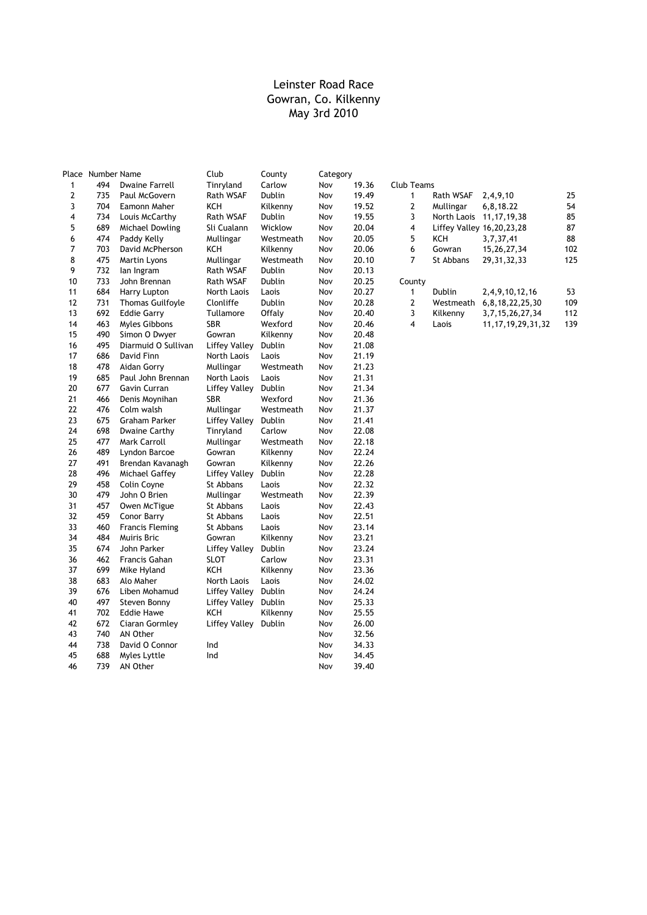# Leinster Road Race
Gowran, Co. Kilkenny
May 3rd 2010

| Place | Number | Name | Club | County | Category | |
|---|---|---|---|---|---|---|
| 1 | 494 | Dwaine Farrell | Tinryland | Carlow | Nov | 19.36 |
| 2 | 735 | Paul McGovern | Rath WSAF | Dublin | Nov | 19.49 |
| 3 | 704 | Eamonn Maher | KCH | Kilkenny | Nov | 19.52 |
| 4 | 734 | Louis McCarthy | Rath WSAF | Dublin | Nov | 19.55 |
| 5 | 689 | Michael Dowling | Sli Cualann | Wicklow | Nov | 20.04 |
| 6 | 474 | Paddy Kelly | Mullingar | Westmeath | Nov | 20.05 |
| 7 | 703 | David McPherson | KCH | Kilkenny | Nov | 20.06 |
| 8 | 475 | Martin Lyons | Mullingar | Westmeath | Nov | 20.10 |
| 9 | 732 | Ian Ingram | Rath WSAF | Dublin | Nov | 20.13 |
| 10 | 733 | John Brennan | Rath WSAF | Dublin | Nov | 20.25 |
| 11 | 684 | Harry Lupton | North Laois | Laois | Nov | 20.27 |
| 12 | 731 | Thomas Guilfoyle | Clonliffe | Dublin | Nov | 20.28 |
| 13 | 692 | Eddie Garry | Tullamore | Offaly | Nov | 20.40 |
| 14 | 463 | Myles Gibbons | SBR | Wexford | Nov | 20.46 |
| 15 | 490 | Simon O Dwyer | Gowran | Kilkenny | Nov | 20.48 |
| 16 | 495 | Diarmuid O Sullivan | Liffey Valley | Dublin | Nov | 21.08 |
| 17 | 686 | David Finn | North Laois | Laois | Nov | 21.19 |
| 18 | 478 | Aidan Gorry | Mullingar | Westmeath | Nov | 21.23 |
| 19 | 685 | Paul John Brennan | North Laois | Laois | Nov | 21.31 |
| 20 | 677 | Gavin Curran | Liffey Valley | Dublin | Nov | 21.34 |
| 21 | 466 | Denis Moynihan | SBR | Wexford | Nov | 21.36 |
| 22 | 476 | Colm walsh | Mullingar | Westmeath | Nov | 21.37 |
| 23 | 675 | Graham Parker | Liffey Valley | Dublin | Nov | 21.41 |
| 24 | 698 | Dwaine Carthy | Tinryland | Carlow | Nov | 22.08 |
| 25 | 477 | Mark Carroll | Mullingar | Westmeath | Nov | 22.18 |
| 26 | 489 | Lyndon Barcoe | Gowran | Kilkenny | Nov | 22.24 |
| 27 | 491 | Brendan Kavanagh | Gowran | Kilkenny | Nov | 22.26 |
| 28 | 496 | Michael Gaffey | Liffey Valley | Dublin | Nov | 22.28 |
| 29 | 458 | Colin Coyne | St Abbans | Laois | Nov | 22.32 |
| 30 | 479 | John O Brien | Mullingar | Westmeath | Nov | 22.39 |
| 31 | 457 | Owen McTigue | St Abbans | Laois | Nov | 22.43 |
| 32 | 459 | Conor Barry | St Abbans | Laois | Nov | 22.51 |
| 33 | 460 | Francis Fleming | St Abbans | Laois | Nov | 23.14 |
| 34 | 484 | Muiris Bric | Gowran | Kilkenny | Nov | 23.21 |
| 35 | 674 | John Parker | Liffey Valley | Dublin | Nov | 23.24 |
| 36 | 462 | Francis Gahan | SLOT | Carlow | Nov | 23.31 |
| 37 | 699 | Mike Hyland | KCH | Kilkenny | Nov | 23.36 |
| 38 | 683 | Alo Maher | North Laois | Laois | Nov | 24.02 |
| 39 | 676 | Liben Mohamud | Liffey Valley | Dublin | Nov | 24.24 |
| 40 | 497 | Steven Bonny | Liffey Valley | Dublin | Nov | 25.33 |
| 41 | 702 | Eddie Hawe | KCH | Kilkenny | Nov | 25.55 |
| 42 | 672 | Ciaran Gormley | Liffey Valley | Dublin | Nov | 26.00 |
| 43 | 740 | AN Other | | | Nov | 32.56 |
| 44 | 738 | David O Connor | Ind | | Nov | 34.33 |
| 45 | 688 | Myles Lyttle | Ind | | Nov | 34.45 |
| 46 | 739 | AN Other | | | Nov | 39.40 |

**Club Teams**

| | | | |
|---|---|---|---|
| 1 | Rath WSAF | 2,4,9,10 | 25 |
| 2 | Mullingar | 6,8,18.22 | 54 |
| 3 | North Laois | 11,17,19,38 | 85 |
| 4 | Liffey Valley | 16,20,23,28 | 87 |
| 5 | KCH | 3,7,37,41 | 88 |
| 6 | Gowran | 15,26,27,34 | 102 |
| 7 | St Abbans | 29,31,32,33 | 125 |

**County**

| | | | |
|---|---|---|---|
| 1 | Dublin | 2,4,9,10,12,16 | 53 |
| 2 | Westmeath | 6,8,18,22,25,30 | 109 |
| 3 | Kilkenny | 3,7,15,26,27,34 | 112 |
| 4 | Laois | 11,17,19,29,31,32 | 139 |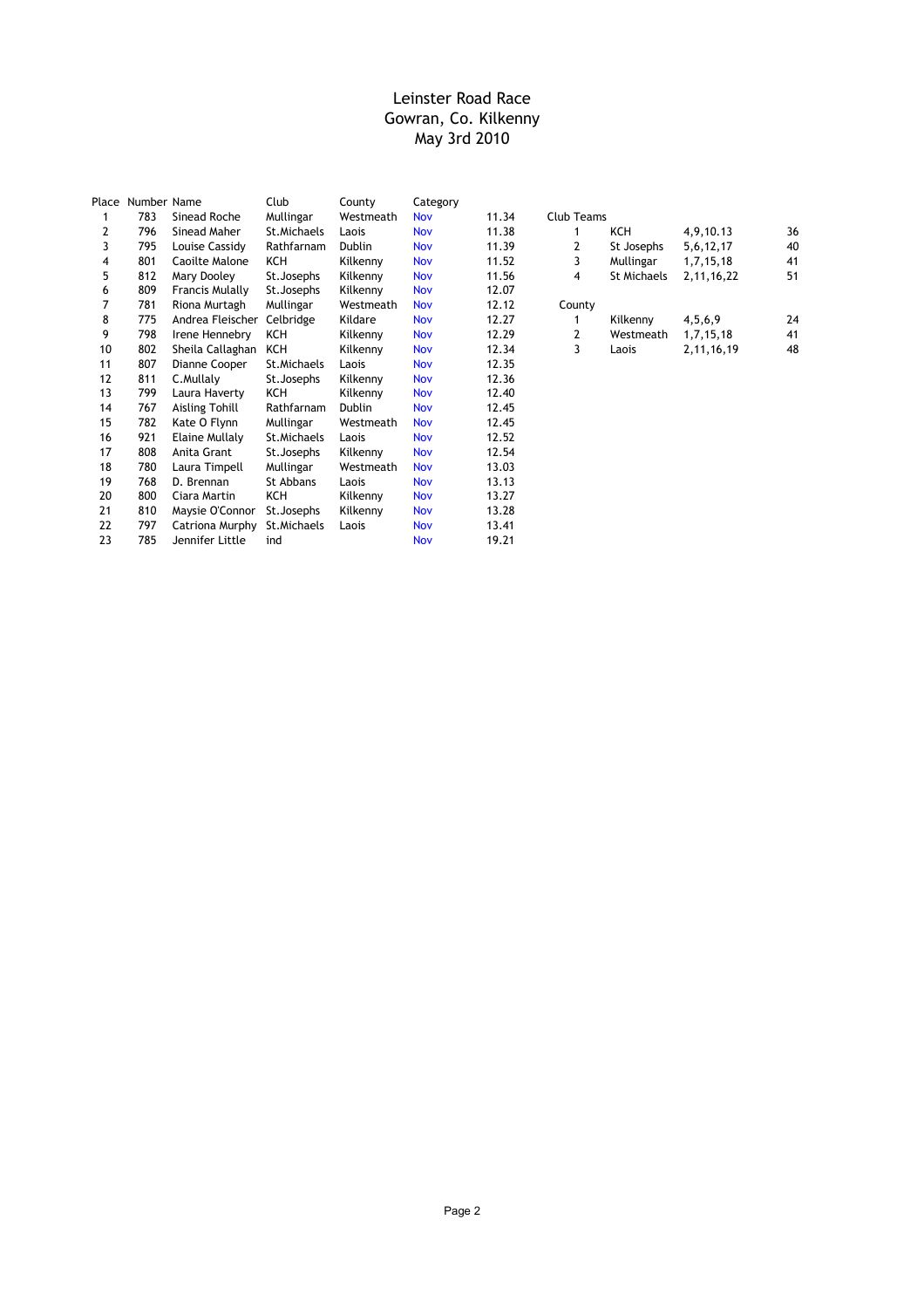# Leinster Road Race
## Gowran, Co. Kilkenny
## May 3rd 2010

| Place | Number | Name | Club | County | Category | |
|---|---|---|---|---|---|---|
| 1 | 783 | Sinead Roche | Mullingar | Westmeath | Nov | 11.34 |
| 2 | 796 | Sinead Maher | St.Michaels | Laois | Nov | 11.38 |
| 3 | 795 | Louise Cassidy | Rathfarnam | Dublin | Nov | 11.39 |
| 4 | 801 | Caoilte Malone | KCH | Kilkenny | Nov | 11.52 |
| 5 | 812 | Mary Dooley | St.Josephs | Kilkenny | Nov | 11.56 |
| 6 | 809 | Francis Mulally | St.Josephs | Kilkenny | Nov | 12.07 |
| 7 | 781 | Riona Murtagh | Mullingar | Westmeath | Nov | 12.12 |
| 8 | 775 | Andrea Fleischer | Celbridge | Kildare | Nov | 12.27 |
| 9 | 798 | Irene Hennebry | KCH | Kilkenny | Nov | 12.29 |
| 10 | 802 | Sheila Callaghan | KCH | Kilkenny | Nov | 12.34 |
| 11 | 807 | Dianne Cooper | St.Michaels | Laois | Nov | 12.35 |
| 12 | 811 | C.Mullaly | St.Josephs | Kilkenny | Nov | 12.36 |
| 13 | 799 | Laura Haverty | KCH | Kilkenny | Nov | 12.40 |
| 14 | 767 | Aisling Tohill | Rathfarnam | Dublin | Nov | 12.45 |
| 15 | 782 | Kate O Flynn | Mullingar | Westmeath | Nov | 12.45 |
| 16 | 921 | Elaine Mullaly | St.Michaels | Laois | Nov | 12.52 |
| 17 | 808 | Anita Grant | St.Josephs | Kilkenny | Nov | 12.54 |
| 18 | 780 | Laura Timpell | Mullingar | Westmeath | Nov | 13.03 |
| 19 | 768 | D. Brennan | St Abbans | Laois | Nov | 13.13 |
| 20 | 800 | Ciara Martin | KCH | Kilkenny | Nov | 13.27 |
| 21 | 810 | Maysie O'Connor | St.Josephs | Kilkenny | Nov | 13.28 |
| 22 | 797 | Catriona Murphy | St.Michaels | Laois | Nov | 13.41 |
| 23 | 785 | Jennifer Little | ind | | Nov | 19.21 |

**Club Teams**

| | | | |
|---|---|---|---|
| 1 | KCH | 4,9,10.13 | 36 |
| 2 | St Josephs | 5,6,12,17 | 40 |
| 3 | Mullingar | 1,7,15,18 | 41 |
| 4 | St Michaels | 2,11,16,22 | 51 |

**County**

| | | | |
|---|---|---|---|
| 1 | Kilkenny | 4,5,6,9 | 24 |
| 2 | Westmeath | 1,7,15,18 | 41 |
| 3 | Laois | 2,11,16,19 | 48 |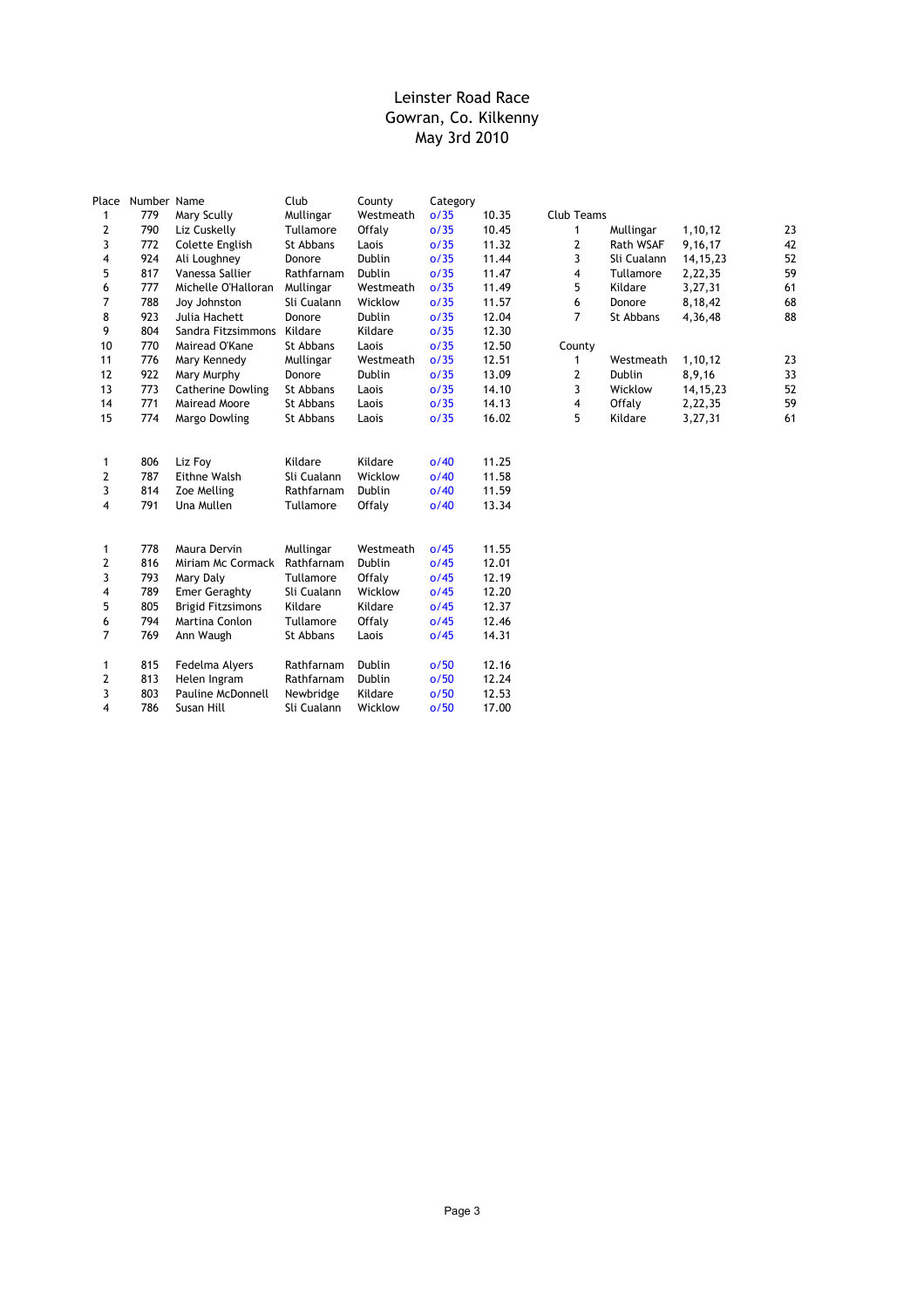# Leinster Road Race
## Gowran, Co. Kilkenny
## May 3rd 2010

| Place | Number | Name | Club | County | Category | Time |
|---|---|---|---|---|---|---|
| 1 | 779 | Mary Scully | Mullingar | Westmeath | o/35 | 10.35 |
| 2 | 790 | Liz Cuskelly | Tullamore | Offaly | o/35 | 10.45 |
| 3 | 772 | Colette English | St Abbans | Laois | o/35 | 11.32 |
| 4 | 924 | Ali Loughney | Donore | Dublin | o/35 | 11.44 |
| 5 | 817 | Vanessa Sallier | Rathfarnam | Dublin | o/35 | 11.47 |
| 6 | 777 | Michelle O'Halloran | Mullingar | Westmeath | o/35 | 11.49 |
| 7 | 788 | Joy Johnston | Sli Cualann | Wicklow | o/35 | 11.57 |
| 8 | 923 | Julia Hachett | Donore | Dublin | o/35 | 12.04 |
| 9 | 804 | Sandra Fitzsimmons | Kildare | Kildare | o/35 | 12.30 |
| 10 | 770 | Mairead O'Kane | St Abbans | Laois | o/35 | 12.50 |
| 11 | 776 | Mary Kennedy | Mullingar | Westmeath | o/35 | 12.51 |
| 12 | 922 | Mary Murphy | Donore | Dublin | o/35 | 13.09 |
| 13 | 773 | Catherine Dowling | St Abbans | Laois | o/35 | 14.10 |
| 14 | 771 | Mairead Moore | St Abbans | Laois | o/35 | 14.13 |
| 15 | 774 | Margo Dowling | St Abbans | Laois | o/35 | 16.02 |

| Place | Number | Name | Club | County | Category | Time |
|---|---|---|---|---|---|---|
| 1 | 806 | Liz Foy | Kildare | Kildare | o/40 | 11.25 |
| 2 | 787 | Eithne Walsh | Sli Cualann | Wicklow | o/40 | 11.58 |
| 3 | 814 | Zoe Melling | Rathfarnam | Dublin | o/40 | 11.59 |
| 4 | 791 | Una Mullen | Tullamore | Offaly | o/40 | 13.34 |

| Place | Number | Name | Club | County | Category | Time |
|---|---|---|---|---|---|---|
| 1 | 778 | Maura Dervin | Mullingar | Westmeath | o/45 | 11.55 |
| 2 | 816 | Miriam Mc Cormack | Rathfarnam | Dublin | o/45 | 12.01 |
| 3 | 793 | Mary Daly | Tullamore | Offaly | o/45 | 12.19 |
| 4 | 789 | Emer Geraghty | Sli Cualann | Wicklow | o/45 | 12.20 |
| 5 | 805 | Brigid Fitzsimons | Kildare | Kildare | o/45 | 12.37 |
| 6 | 794 | Martina Conlon | Tullamore | Offaly | o/45 | 12.46 |
| 7 | 769 | Ann Waugh | St Abbans | Laois | o/45 | 14.31 |

| Place | Number | Name | Club | County | Category | Time |
|---|---|---|---|---|---|---|
| 1 | 815 | Fedelma Alyers | Rathfarnam | Dublin | o/50 | 12.16 |
| 2 | 813 | Helen Ingram | Rathfarnam | Dublin | o/50 | 12.24 |
| 3 | 803 | Pauline McDonnell | Newbridge | Kildare | o/50 | 12.53 |
| 4 | 786 | Susan Hill | Sli Cualann | Wicklow | o/50 | 17.00 |

**Club Teams**

| Place | Club | Placings | Points |
|---|---|---|---|
| 1 | Mullingar | 1,10,12 | 23 |
| 2 | Rath WSAF | 9,16,17 | 42 |
| 3 | Sli Cualann | 14,15,23 | 52 |
| 4 | Tullamore | 2,22,35 | 59 |
| 5 | Kildare | 3,27,31 | 61 |
| 6 | Donore | 8,18,42 | 68 |
| 7 | St Abbans | 4,36,48 | 88 |

**County**

| Place | County | Placings | Points |
|---|---|---|---|
| 1 | Westmeath | 1,10,12 | 23 |
| 2 | Dublin | 8,9,16 | 33 |
| 3 | Wicklow | 14,15,23 | 52 |
| 4 | Offaly | 2,22,35 | 59 |
| 5 | Kildare | 3,27,31 | 61 |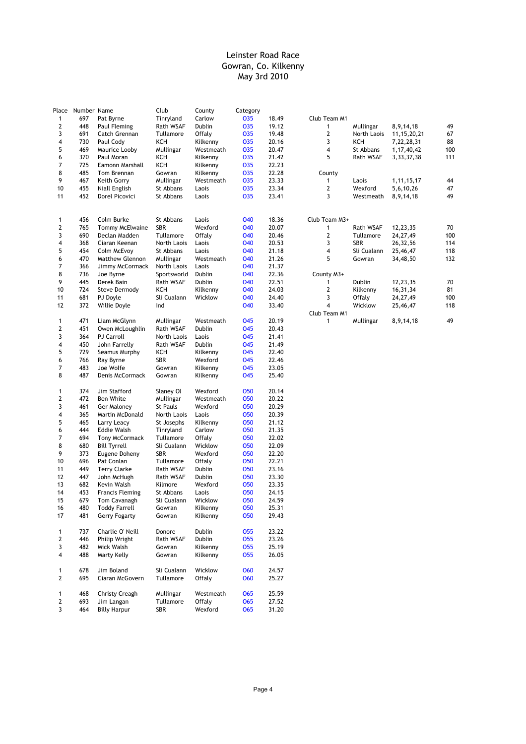# Leinster Road Race
## Gowran, Co. Kilkenny
## May 3rd 2010

| Place | Number | Name | Club | County | Category | |
|---|---|---|---|---|---|---|
| 1 | 697 | Pat Byrne | Tinryland | Carlow | O35 | 18.49 |
| 2 | 448 | Paul Fleming | Rath WSAF | Dublin | O35 | 19.12 |
| 3 | 691 | Catch Grennan | Tullamore | Offaly | O35 | 19.48 |
| 4 | 730 | Paul Cody | KCH | Kilkenny | O35 | 20.16 |
| 5 | 469 | Maurice Looby | Mullingar | Westmeath | O35 | 20.47 |
| 6 | 370 | Paul Moran | KCH | Kilkenny | O35 | 21.42 |
| 7 | 725 | Eamonn Marshall | KCH | Kilkenny | O35 | 22.23 |
| 8 | 485 | Tom Brennan | Gowran | Kilkenny | O35 | 22.28 |
| 9 | 467 | Keith Gorry | Mullingar | Westmeath | O35 | 23.33 |
| 10 | 455 | Niall English | St Abbans | Laois | O35 | 23.34 |
| 11 | 452 | Dorel Picovici | St Abbans | Laois | O35 | 23.41 |
| | | | | | | |
| 1 | 456 | Colm Burke | St Abbans | Laois | O40 | 18.36 |
| 2 | 765 | Tommy McElwaine | SBR | Wexford | O40 | 20.07 |
| 3 | 690 | Declan Madden | Tullamore | Offaly | O40 | 20.46 |
| 4 | 368 | Ciaran Keenan | North Laois | Laois | O40 | 20.53 |
| 5 | 454 | Colm McEvoy | St Abbans | Laois | O40 | 21.18 |
| 6 | 470 | Matthew Glennon | Mullingar | Westmeath | O40 | 21.26 |
| 7 | 366 | Jimmy McCormack | North Laois | Laois | O40 | 21.37 |
| 8 | 736 | Joe Byrne | Sportsworld | Dublin | O40 | 22.36 |
| 9 | 445 | Derek Bain | Rath WSAF | Dublin | O40 | 22.51 |
| 10 | 724 | Steve Dermody | KCH | Kilkenny | O40 | 24.03 |
| 11 | 681 | PJ Doyle | Sli Cualann | Wicklow | O40 | 24.40 |
| 12 | 372 | Willie Doyle | Ind | | O40 | 33.40 |
| | | | | | | |
| 1 | 471 | Liam McGlynn | Mullingar | Westmeath | O45 | 20.19 |
| 2 | 451 | Owen McLoughlin | Rath WSAF | Dublin | O45 | 20.43 |
| 3 | 364 | PJ Carroll | North Laois | Laois | O45 | 21.41 |
| 4 | 450 | John Farrelly | Rath WSAF | Dublin | O45 | 21.49 |
| 5 | 729 | Seamus Murphy | KCH | Kilkenny | O45 | 22.40 |
| 6 | 766 | Ray Byrne | SBR | Wexford | O45 | 22.46 |
| 7 | 483 | Joe Wolfe | Gowran | Kilkenny | O45 | 23.05 |
| 8 | 487 | Denis McCormack | Gowran | Kilkenny | O45 | 25.40 |
| | | | | | | |
| 1 | 374 | Jim Stafford | Slaney Ol | Wexford | O50 | 20.14 |
| 2 | 472 | Ben White | Mullingar | Westmeath | O50 | 20.22 |
| 3 | 461 | Ger Maloney | St Pauls | Wexford | O50 | 20.29 |
| 4 | 365 | Martin McDonald | North Laois | Laois | O50 | 20.39 |
| 5 | 465 | Larry Leacy | St Josephs | Kilkenny | O50 | 21.12 |
| 6 | 444 | Eddie Walsh | Tinryland | Carlow | O50 | 21.35 |
| 7 | 694 | Tony McCormack | Tullamore | Offaly | O50 | 22.02 |
| 8 | 680 | Bill Tyrrell | Sli Cualann | Wicklow | O50 | 22.09 |
| 9 | 373 | Eugene Doheny | SBR | Wexford | O50 | 22.20 |
| 10 | 696 | Pat Conlan | Tullamore | Offaly | O50 | 22.21 |
| 11 | 449 | Terry Clarke | Rath WSAF | Dublin | O50 | 23.16 |
| 12 | 447 | John McHugh | Rath WSAF | Dublin | O50 | 23.30 |
| 13 | 682 | Kevin Walsh | Kilmore | Wexford | O50 | 23.35 |
| 14 | 453 | Francis Fleming | St Abbans | Laois | O50 | 24.15 |
| 15 | 679 | Tom Cavanagh | Sli Cualann | Wicklow | O50 | 24.59 |
| 16 | 480 | Toddy Farrell | Gowran | Kilkenny | O50 | 25.31 |
| 17 | 481 | Gerry Fogarty | Gowran | Kilkenny | O50 | 29.43 |
| | | | | | | |
| 1 | 737 | Charlie O' Neill | Donore | Dublin | O55 | 23.22 |
| 2 | 446 | Philip Wright | Rath WSAF | Dublin | O55 | 23.26 |
| 3 | 482 | Mick Walsh | Gowran | Kilkenny | O55 | 25.19 |
| 4 | 488 | Marty Kelly | Gowran | Kilkenny | O55 | 26.05 |
| | | | | | | |
| 1 | 678 | Jim Boland | Sli Cualann | Wicklow | O60 | 24.57 |
| 2 | 695 | Ciaran McGovern | Tullamore | Offaly | O60 | 25.27 |
| | | | | | | |
| 1 | 468 | Christy Creagh | Mullingar | Westmeath | O65 | 25.59 |
| 2 | 693 | Jim Langan | Tullamore | Offaly | O65 | 27.52 |
| 3 | 464 | Billy Harpur | SBR | Wexford | O65 | 31.20 |

| Club Team M1 | | | |
|---|---|---|---|
| 1 | Mullingar | 8,9,14,18 | 49 |
| 2 | North Laois | 11,15,20,21 | 67 |
| 3 | KCH | 7,22,28,31 | 88 |
| 4 | St Abbans | 1,17,40,42 | 100 |
| 5 | Rath WSAF | 3,33,37,38 | 111 |

| County | | | |
|---|---|---|---|
| 1 | Laois | 1,11,15,17 | 44 |
| 2 | Wexford | 5,6,10,26 | 47 |
| 3 | Westmeath | 8,9,14,18 | 49 |

| Club Team M3+ | | | |
|---|---|---|---|
| 1 | Rath WSAF | 12,23,35 | 70 |
| 2 | Tullamore | 24,27,49 | 100 |
| 3 | SBR | 26,32,56 | 114 |
| 4 | Sli Cualann | 25,46,47 | 118 |
| 5 | Gowran | 34,48,50 | 132 |

| County M3+ | | | |
|---|---|---|---|
| 1 | Dublin | 12,23,35 | 70 |
| 2 | Kilkenny | 16,31,34 | 81 |
| 3 | Offaly | 24,27,49 | 100 |
| 4 | Wicklow | 25,46,47 | 118 |

| Club Team M1 | | | |
|---|---|---|---|
| 1 | Mullingar | 8,9,14,18 | 49 |